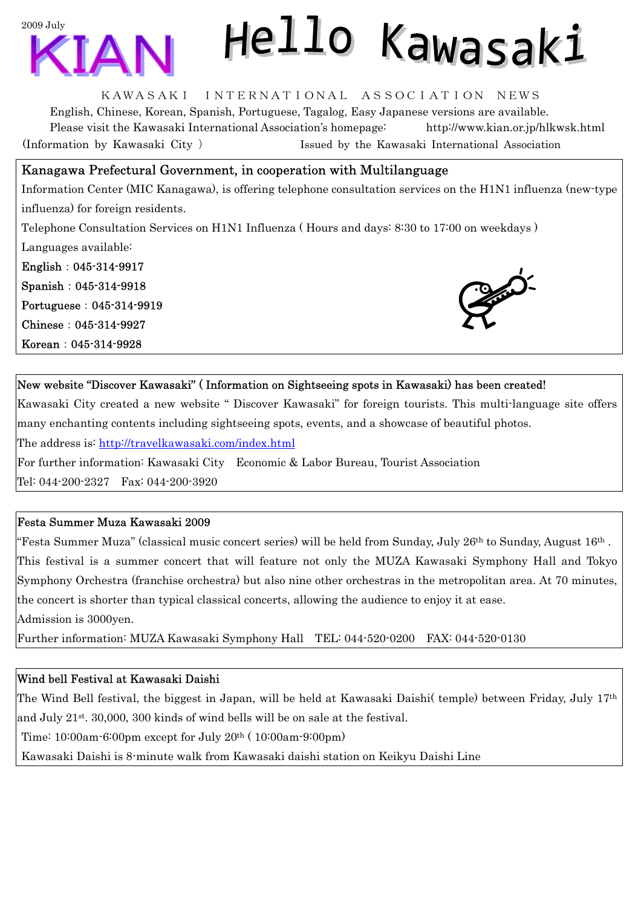2009 July

# KIAN Hello Kawasaki

KAWASAKI INTERNATIONAL ASSOCIATION NEWS

English, Chinese, Korean, Spanish, Portuguese, Tagalog, Easy Japanese versions are available.

Please visit the Kawasaki International Association's homepage: http://www.kian.or.jp/hlkwsk.html

(Information by Kawasaki City) Issued by the Kawasaki International Association

## Kanagawa Prefectural Government, in cooperation with Multilanguage

Information Center (MIC Kanagawa), is offering telephone consultation services on the H1N1 influenza (new-type influenza) for foreign residents.

Telephone Consultation Services on H1N1 Influenza ( Hours and days: 8:30 to 17:00 on weekdays )

Languages available:

English：045-314-9917

Spanish：045-314-9918

Portuguese：045-314-9919

Chinese：045-314-9927

Korean：045-314-9928

## New website "Discover Kawasaki" ( Information on Sightseeing spots in Kawasaki) has been created!

Kawasaki City created a new website " Discover Kawasaki" for foreign tourists. This multi-language site offers many enchanting contents including sightseeing spots, events, and a showcase of beautiful photos.

The address is: http://travelkawasaki.com/index.html

For further information: Kawasaki City Economic & Labor Bureau, Tourist Association

Tel: 044-200-2327 Fax: 044-200-3920

## Festa Summer Muza Kawasaki 2009

"Festa Summer Muza" (classical music concert series) will be held from Sunday, July 26th to Sunday, August 16th . This festival is a summer concert that will feature not only the MUZA Kawasaki Symphony Hall and Tokyo Symphony Orchestra (franchise orchestra) but also nine other orchestras in the metropolitan area. At 70 minutes, the concert is shorter than typical classical concerts, allowing the audience to enjoy it at ease.

Admission is 3000yen.

Further information: MUZA Kawasaki Symphony Hall TEL: 044-520-0200 FAX: 044-520-0130

## Wind bell Festival at Kawasaki Daishi

The Wind Bell festival, the biggest in Japan, will be held at Kawasaki Daishi( temple) between Friday, July 17th and July 21st. 30,000, 300 kinds of wind bells will be on sale at the festival.

Time: 10:00am-6:00pm except for July 20th ( 10:00am-9:00pm)

Kawasaki Daishi is 8-minute walk from Kawasaki daishi station on Keikyu Daishi Line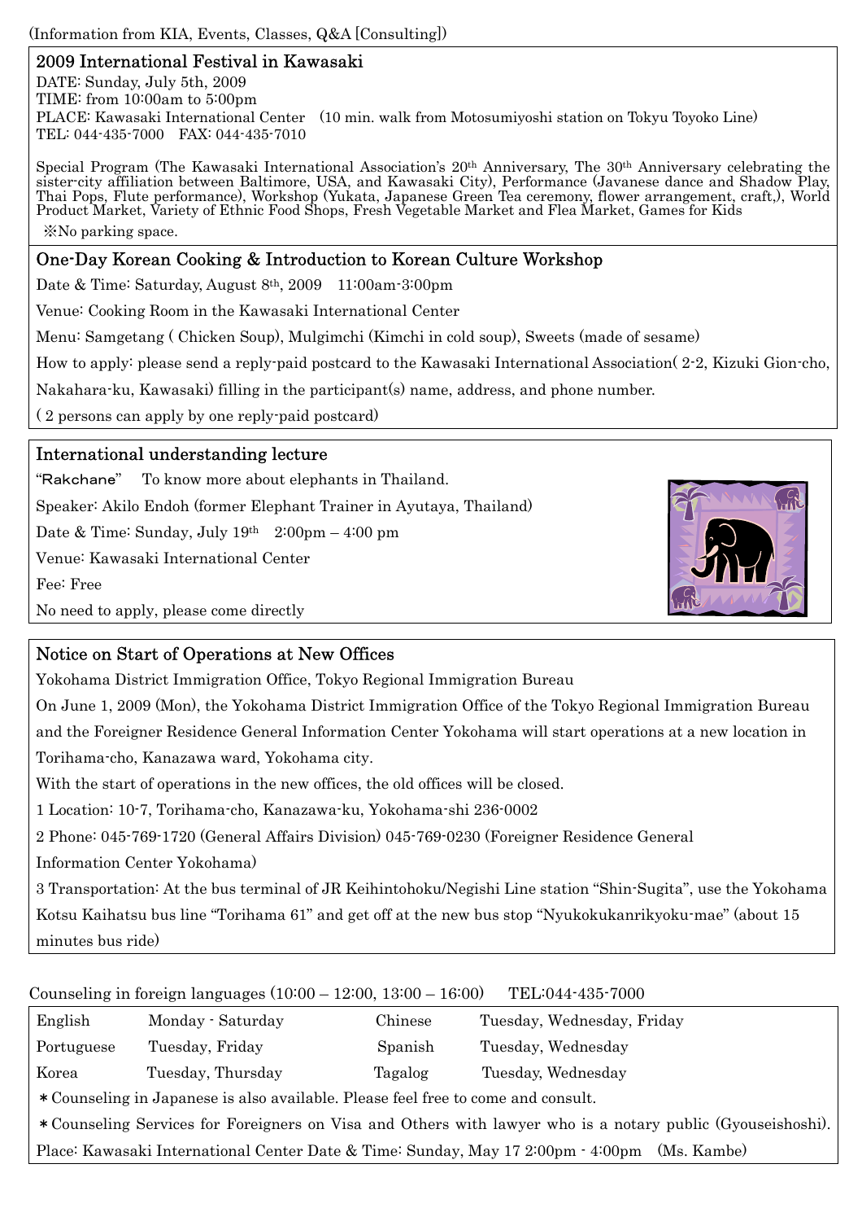(Information from KIA, Events, Classes, Q&A [Consulting])

## 2009 International Festival in Kawasaki

DATE: Sunday, July 5th, 2009
TIME: from 10:00am to 5:00pm
PLACE: Kawasaki International Center (10 min. walk from Motosumiyoshi station on Tokyu Toyoko Line)
TEL: 044-435-7000 FAX: 044-435-7010

Special Program (The Kawasaki International Association's 20th Anniversary, The 30th Anniversary celebrating the sister-city affiliation between Baltimore, USA, and Kawasaki City), Performance (Javanese dance and Shadow Play, Thai Pops, Flute performance), Workshop (Yukata, Japanese Green Tea ceremony, flower arrangement, craft,), World Product Market, Variety of Ethnic Food Shops, Fresh Vegetable Market and Flea Market, Games for Kids

※No parking space.

## One-Day Korean Cooking & Introduction to Korean Culture Workshop

Date & Time: Saturday, August 8th, 2009 11:00am-3:00pm

Venue: Cooking Room in the Kawasaki International Center

Menu: Samgetang ( Chicken Soup), Mulgimchi (Kimchi in cold soup), Sweets (made of sesame)

How to apply: please send a reply-paid postcard to the Kawasaki International Association( 2-2, Kizuki Gion-cho, Nakahara-ku, Kawasaki) filling in the participant(s) name, address, and phone number.

( 2 persons can apply by one reply-paid postcard)

## International understanding lecture

"Rakchane" To know more about elephants in Thailand.

Speaker: Akilo Endoh (former Elephant Trainer in Ayutaya, Thailand)

Date & Time: Sunday, July 19th 2:00pm – 4:00 pm

Venue: Kawasaki International Center

Fee: Free

No need to apply, please come directly

## Notice on Start of Operations at New Offices

Yokohama District Immigration Office, Tokyo Regional Immigration Bureau

On June 1, 2009 (Mon), the Yokohama District Immigration Office of the Tokyo Regional Immigration Bureau and the Foreigner Residence General Information Center Yokohama will start operations at a new location in Torihama-cho, Kanazawa ward, Yokohama city.

With the start of operations in the new offices, the old offices will be closed.

1 Location: 10-7, Torihama-cho, Kanazawa-ku, Yokohama-shi 236-0002

2 Phone: 045-769-1720 (General Affairs Division) 045-769-0230 (Foreigner Residence General Information Center Yokohama)

3 Transportation: At the bus terminal of JR Keihintohoku/Negishi Line station "Shin-Sugita", use the Yokohama Kotsu Kaihatsu bus line "Torihama 61" and get off at the new bus stop "Nyukokukanrikyoku-mae" (about 15 minutes bus ride)

Counseling in foreign languages (10:00 – 12:00, 13:00 – 16:00) TEL:044-435-7000

| | | | |
|---|---|---|---|
| English | Monday - Saturday | Chinese | Tuesday, Wednesday, Friday |
| Portuguese | Tuesday, Friday | Spanish | Tuesday, Wednesday |
| Korea | Tuesday, Thursday | Tagalog | Tuesday, Wednesday |

＊Counseling in Japanese is also available. Please feel free to come and consult.

＊Counseling Services for Foreigners on Visa and Others with lawyer who is a notary public (Gyouseishoshi).

Place: Kawasaki International Center Date & Time: Sunday, May 17 2:00pm - 4:00pm (Ms. Kambe)